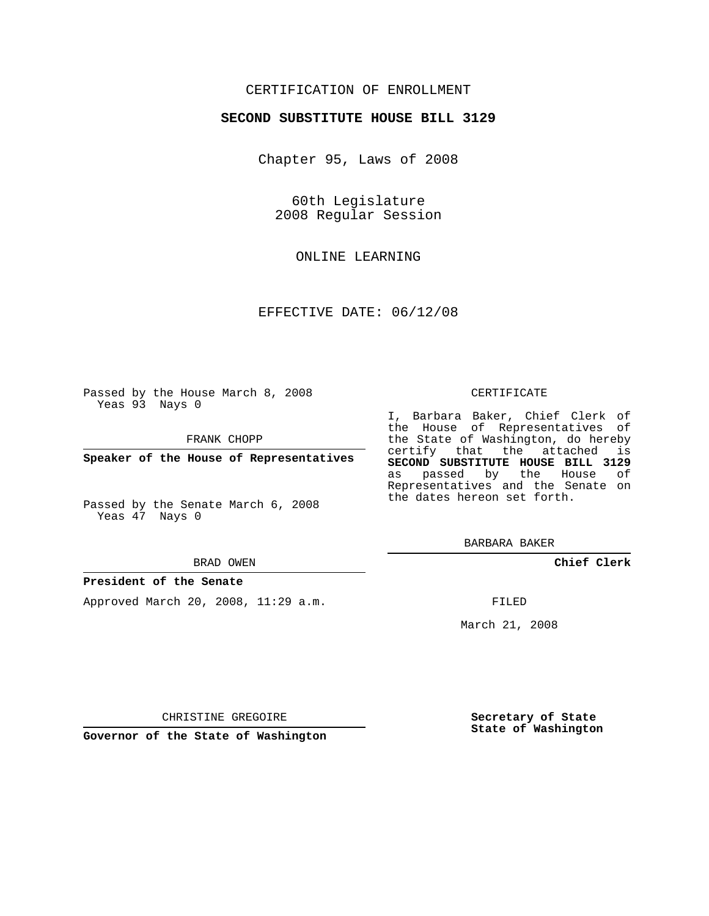CERTIFICATION OF ENROLLMENT

**SECOND SUBSTITUTE HOUSE BILL 3129**

Chapter 95, Laws of 2008

60th Legislature
2008 Regular Session

ONLINE LEARNING

EFFECTIVE DATE: 06/12/08

Passed by the House March 8, 2008
Yeas 93 Nays 0

FRANK CHOPP

**Speaker of the House of Representatives**

Passed by the Senate March 6, 2008
Yeas 47 Nays 0

BRAD OWEN

**President of the Senate**

Approved March 20, 2008, 11:29 a.m.

CHRISTINE GREGOIRE

**Governor of the State of Washington**

CERTIFICATE

I, Barbara Baker, Chief Clerk of the House of Representatives of the State of Washington, do hereby certify that the attached is **SECOND SUBSTITUTE HOUSE BILL 3129** as passed by the House of Representatives and the Senate on the dates hereon set forth.

BARBARA BAKER

**Chief Clerk**

FILED

March 21, 2008

**Secretary of State**
**State of Washington**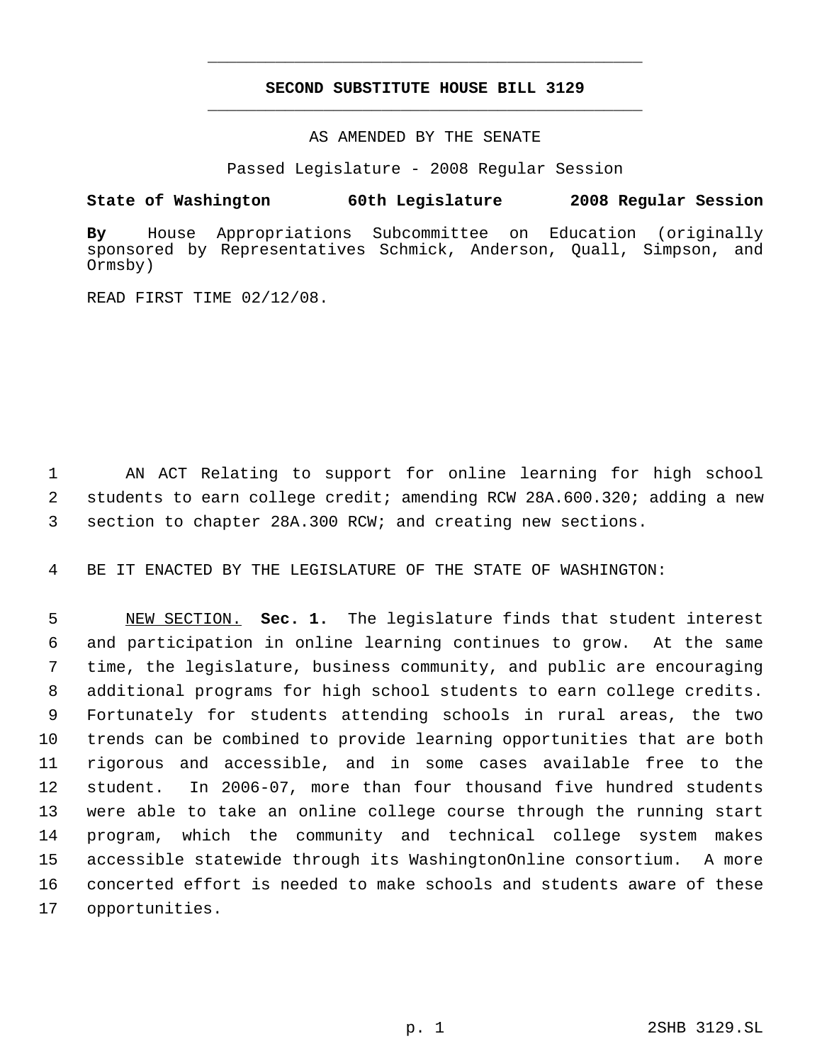# SECOND SUBSTITUTE HOUSE BILL 3129

AS AMENDED BY THE SENATE

Passed Legislature - 2008 Regular Session

**State of Washington 60th Legislature 2008 Regular Session**

**By** House Appropriations Subcommittee on Education (originally sponsored by Representatives Schmick, Anderson, Quall, Simpson, and Ormsby)

READ FIRST TIME 02/12/08.

AN ACT Relating to support for online learning for high school students to earn college credit; amending RCW 28A.600.320; adding a new section to chapter 28A.300 RCW; and creating new sections.

BE IT ENACTED BY THE LEGISLATURE OF THE STATE OF WASHINGTON:

NEW SECTION. **Sec. 1.** The legislature finds that student interest and participation in online learning continues to grow. At the same time, the legislature, business community, and public are encouraging additional programs for high school students to earn college credits. Fortunately for students attending schools in rural areas, the two trends can be combined to provide learning opportunities that are both rigorous and accessible, and in some cases available free to the student. In 2006-07, more than four thousand five hundred students were able to take an online college course through the running start program, which the community and technical college system makes accessible statewide through its WashingtonOnline consortium. A more concerted effort is needed to make schools and students aware of these opportunities.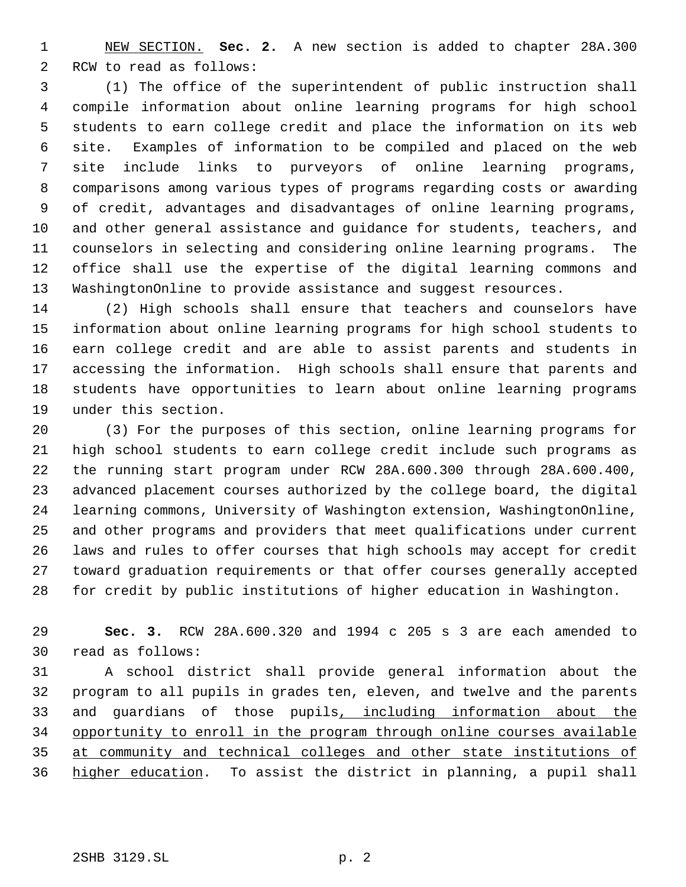NEW SECTION. **Sec. 2.** A new section is added to chapter 28A.300 RCW to read as follows:

(1) The office of the superintendent of public instruction shall compile information about online learning programs for high school students to earn college credit and place the information on its web site. Examples of information to be compiled and placed on the web site include links to purveyors of online learning programs, comparisons among various types of programs regarding costs or awarding of credit, advantages and disadvantages of online learning programs, and other general assistance and guidance for students, teachers, and counselors in selecting and considering online learning programs. The office shall use the expertise of the digital learning commons and WashingtonOnline to provide assistance and suggest resources.

(2) High schools shall ensure that teachers and counselors have information about online learning programs for high school students to earn college credit and are able to assist parents and students in accessing the information. High schools shall ensure that parents and students have opportunities to learn about online learning programs under this section.

(3) For the purposes of this section, online learning programs for high school students to earn college credit include such programs as the running start program under RCW 28A.600.300 through 28A.600.400, advanced placement courses authorized by the college board, the digital learning commons, University of Washington extension, WashingtonOnline, and other programs and providers that meet qualifications under current laws and rules to offer courses that high schools may accept for credit toward graduation requirements or that offer courses generally accepted for credit by public institutions of higher education in Washington.

**Sec. 3.** RCW 28A.600.320 and 1994 c 205 s 3 are each amended to read as follows:

A school district shall provide general information about the program to all pupils in grades ten, eleven, and twelve and the parents and guardians of those pupils, including information about the opportunity to enroll in the program through online courses available at community and technical colleges and other state institutions of higher education. To assist the district in planning, a pupil shall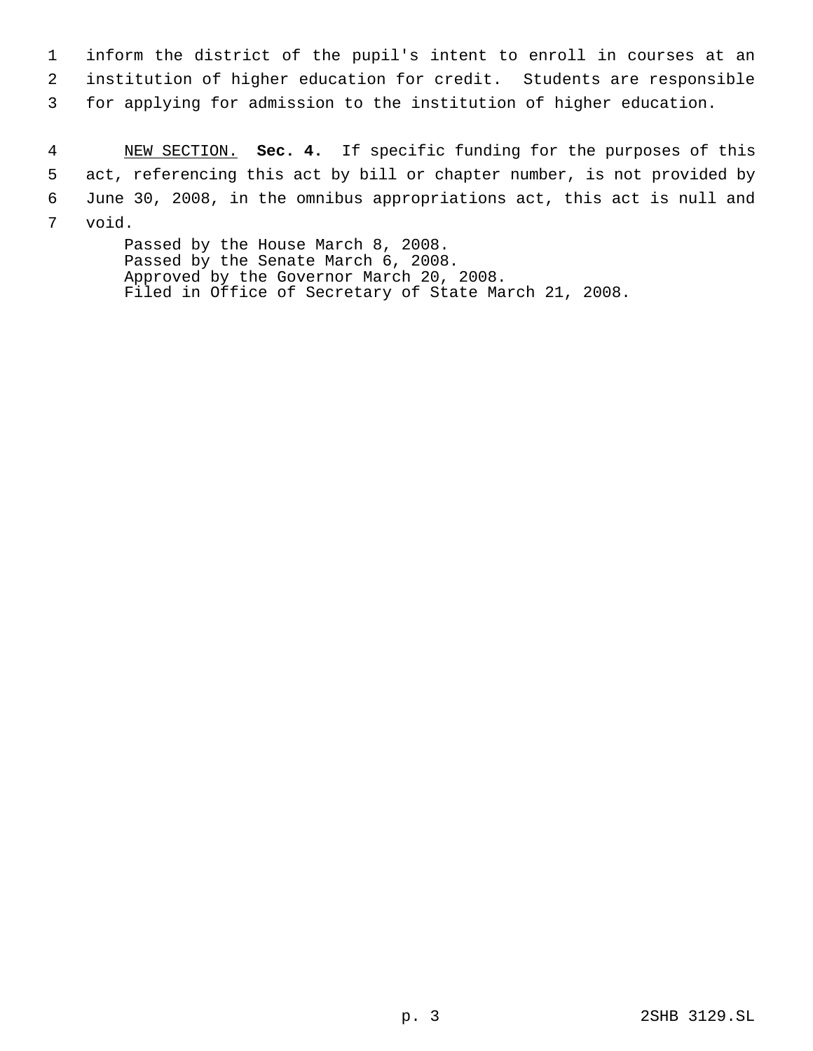inform the district of the pupil's intent to enroll in courses at an institution of higher education for credit. Students are responsible for applying for admission to the institution of higher education.

NEW SECTION. **Sec. 4.** If specific funding for the purposes of this act, referencing this act by bill or chapter number, is not provided by June 30, 2008, in the omnibus appropriations act, this act is null and void.

Passed by the House March 8, 2008.
Passed by the Senate March 6, 2008.
Approved by the Governor March 20, 2008.
Filed in Office of Secretary of State March 21, 2008.